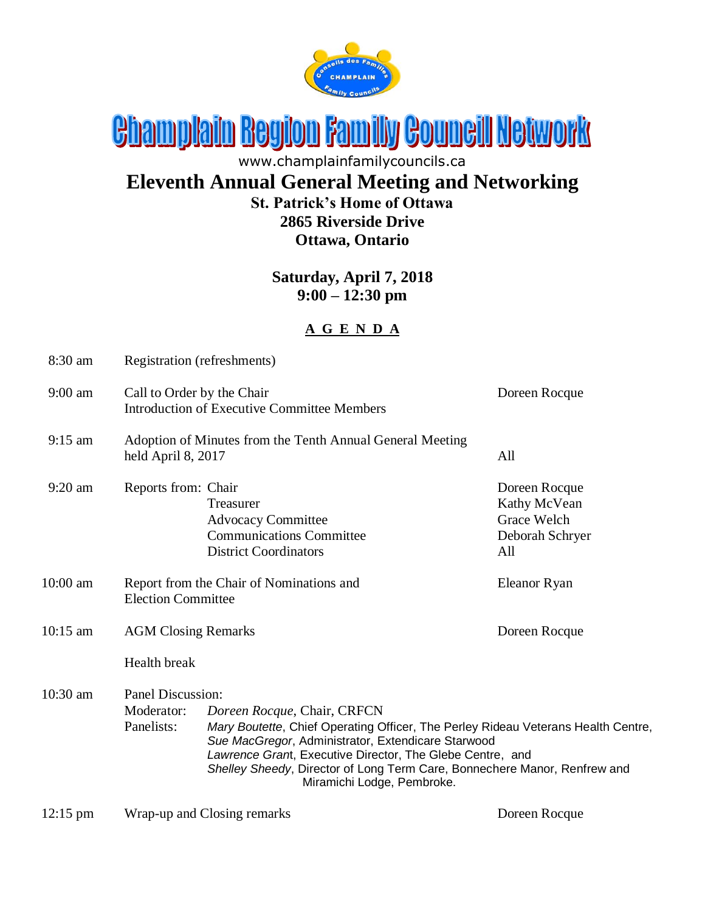# Champlain Region Family Council Network

www.champlainfamilycouncils.ca

## Eleventh Annual General Meeting and Networking

**St. Patrick's Home of Ottawa**
**2865 Riverside Drive**
**Ottawa, Ontario**

**Saturday, April 7, 2018**
**9:00 – 12:30 pm**

**A G E N D A**

| Time | Item | Presenter |
|---|---|---|
| 8:30 am | Registration (refreshments) | |
| 9:00 am | Call to Order by the Chair<br>Introduction of Executive Committee Members | Doreen Rocque |
| 9:15 am | Adoption of Minutes from the Tenth Annual General Meeting held April 8, 2017 | All |
| 9:20 am | Reports from: Chair | Doreen Rocque |
| | Treasurer | Kathy McVean |
| | Advocacy Committee | Grace Welch |
| | Communications Committee | Deborah Schryer |
| | District Coordinators | All |
| 10:00 am | Report from the Chair of Nominations and Election Committee | Eleanor Ryan |
| 10:15 am | AGM Closing Remarks | Doreen Rocque |
| | Health break | |
| 10:30 am | Panel Discussion:<br>Moderator: *Doreen Rocque*, Chair, CRFCN<br>Panelists: *Mary Boutette*, Chief Operating Officer, The Perley Rideau Veterans Health Centre, *Sue MacGregor*, Administrator, Extendicare Starwood, *Lawrence Grant*, Executive Director, The Glebe Centre, and *Shelley Sheedy*, Director of Long Term Care, Bonnechere Manor, Renfrew and Miramichi Lodge, Pembroke. | |
| 12:15 pm | Wrap-up and Closing remarks | Doreen Rocque |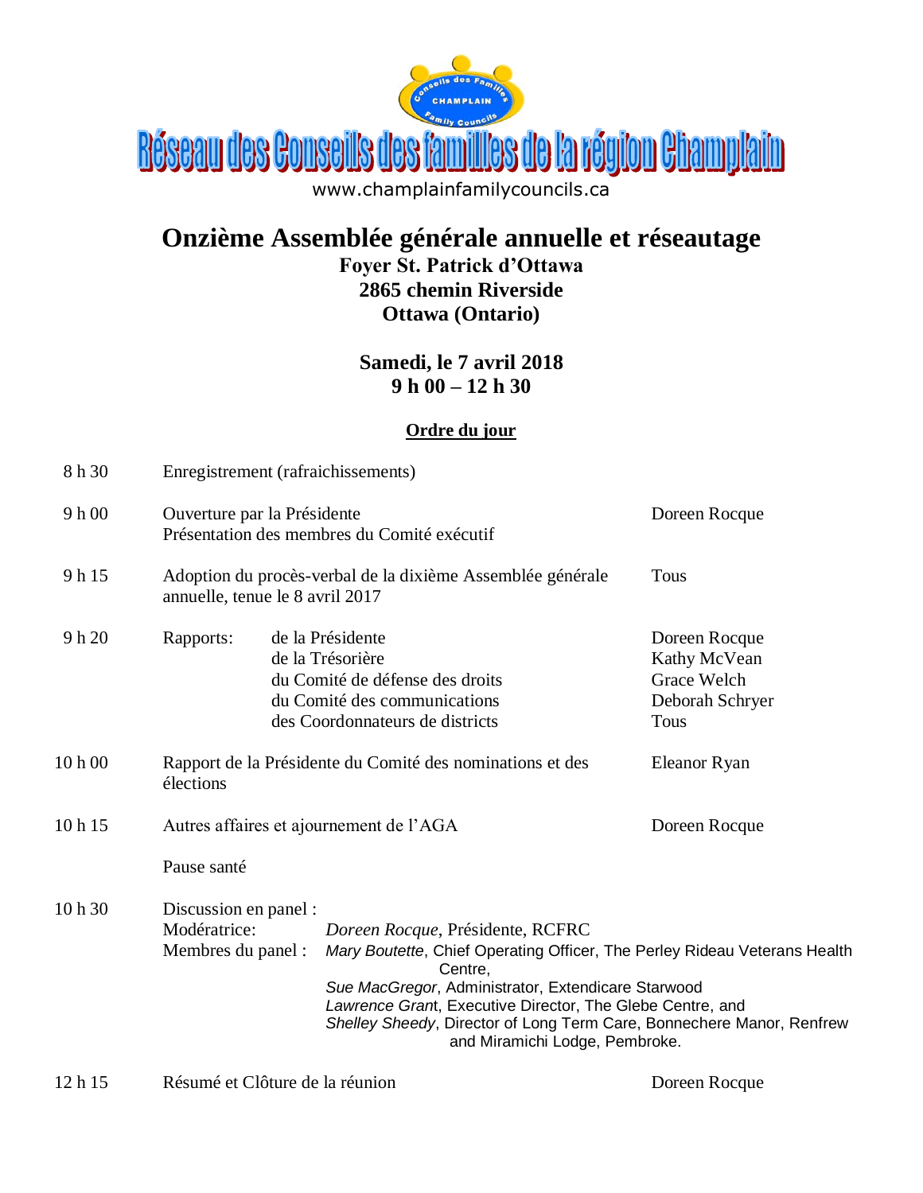# Réseau des Conseils des familles de la région Champlain

www.champlainfamilycouncils.ca

## Onzième Assemblée générale annuelle et réseautage

**Foyer St. Patrick d'Ottawa**
**2865 chemin Riverside**
**Ottawa (Ontario)**

**Samedi, le 7 avril 2018**
**9 h 00 – 12 h 30**

**Ordre du jour**

| | | |
|---|---|---|
| 8 h 30 | Enregistrement (rafraichissements) | |
| 9 h 00 | Ouverture par la Présidente<br>Présentation des membres du Comité exécutif | Doreen Rocque |
| 9 h 15 | Adoption du procès-verbal de la dixième Assemblée générale annuelle, tenue le 8 avril 2017 | Tous |
| 9 h 20 | Rapports: de la Présidente<br>de la Trésorière<br>du Comité de défense des droits<br>du Comité des communications<br>des Coordonnateurs de districts | Doreen Rocque<br>Kathy McVean<br>Grace Welch<br>Deborah Schryer<br>Tous |
| 10 h 00 | Rapport de la Présidente du Comité des nominations et des élections | Eleanor Ryan |
| 10 h 15 | Autres affaires et ajournement de l'AGA | Doreen Rocque |
| | Pause santé | |
| 10 h 30 | Discussion en panel :<br>Modératrice: *Doreen Rocque*, Présidente, RCFRC<br>Membres du panel : *Mary Boutette*, Chief Operating Officer, The Perley Rideau Veterans Health Centre,<br>*Sue MacGregor*, Administrator, Extendicare Starwood<br>*Lawrence Grant*, Executive Director, The Glebe Centre, and<br>*Shelley Sheedy*, Director of Long Term Care, Bonnechere Manor, Renfrew and Miramichi Lodge, Pembroke. | |
| 12 h 15 | Résumé et Clôture de la réunion | Doreen Rocque |